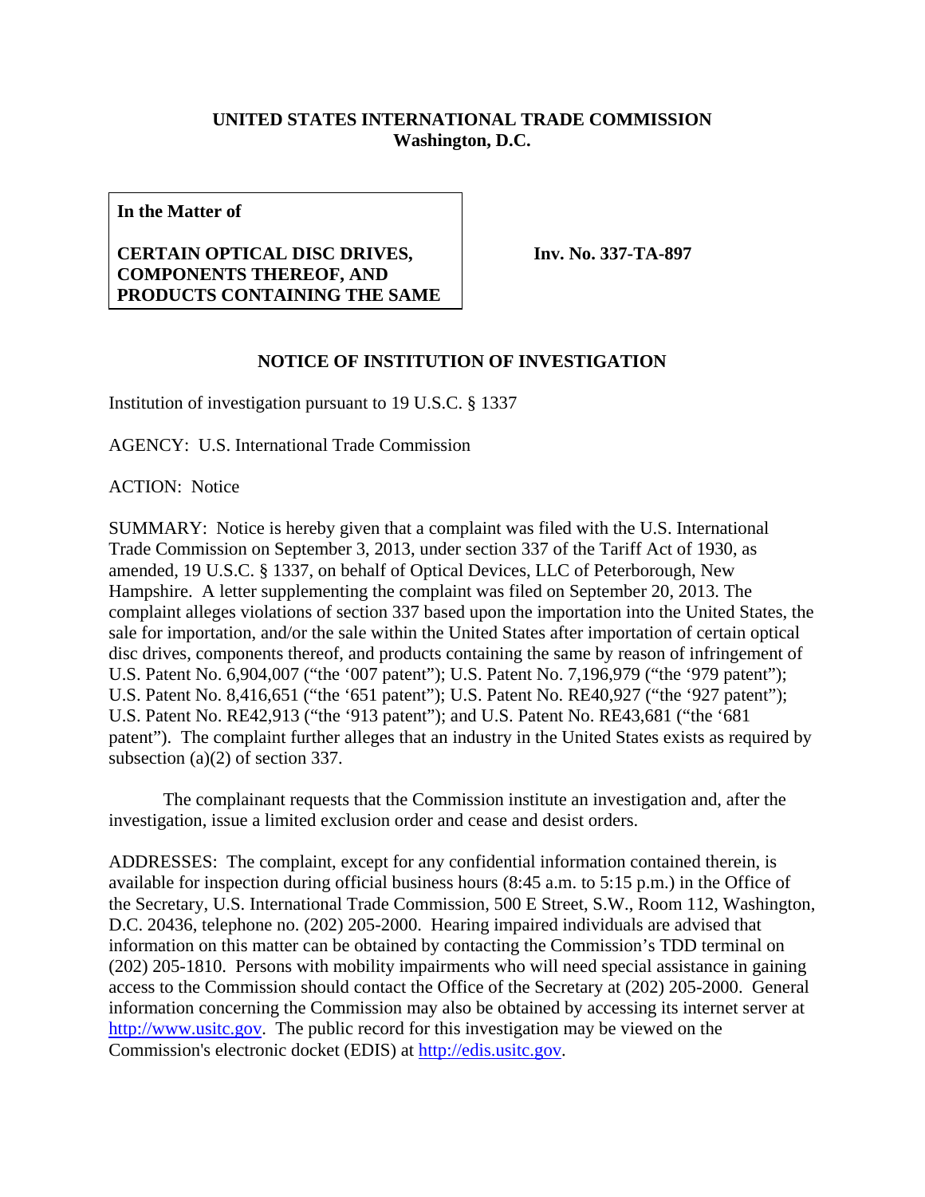**UNITED STATES INTERNATIONAL TRADE COMMISSION**
**Washington, D.C.**

| **In the Matter of**<br><br>**CERTAIN OPTICAL DISC DRIVES, COMPONENTS THEREOF, AND PRODUCTS CONTAINING THE SAME** | **Inv. No. 337-TA-897** |
|---|---|

## NOTICE OF INSTITUTION OF INVESTIGATION

Institution of investigation pursuant to 19 U.S.C. § 1337

AGENCY: U.S. International Trade Commission

ACTION: Notice

SUMMARY: Notice is hereby given that a complaint was filed with the U.S. International Trade Commission on September 3, 2013, under section 337 of the Tariff Act of 1930, as amended, 19 U.S.C. § 1337, on behalf of Optical Devices, LLC of Peterborough, New Hampshire. A letter supplementing the complaint was filed on September 20, 2013. The complaint alleges violations of section 337 based upon the importation into the United States, the sale for importation, and/or the sale within the United States after importation of certain optical disc drives, components thereof, and products containing the same by reason of infringement of U.S. Patent No. 6,904,007 ("the '007 patent"); U.S. Patent No. 7,196,979 ("the '979 patent"); U.S. Patent No. 8,416,651 ("the '651 patent"); U.S. Patent No. RE40,927 ("the '927 patent"); U.S. Patent No. RE42,913 ("the '913 patent"); and U.S. Patent No. RE43,681 ("the '681 patent"). The complaint further alleges that an industry in the United States exists as required by subsection (a)(2) of section 337.

The complainant requests that the Commission institute an investigation and, after the investigation, issue a limited exclusion order and cease and desist orders.

ADDRESSES: The complaint, except for any confidential information contained therein, is available for inspection during official business hours (8:45 a.m. to 5:15 p.m.) in the Office of the Secretary, U.S. International Trade Commission, 500 E Street, S.W., Room 112, Washington, D.C. 20436, telephone no. (202) 205-2000. Hearing impaired individuals are advised that information on this matter can be obtained by contacting the Commission's TDD terminal on (202) 205-1810. Persons with mobility impairments who will need special assistance in gaining access to the Commission should contact the Office of the Secretary at (202) 205-2000. General information concerning the Commission may also be obtained by accessing its internet server at http://www.usitc.gov. The public record for this investigation may be viewed on the Commission's electronic docket (EDIS) at http://edis.usitc.gov.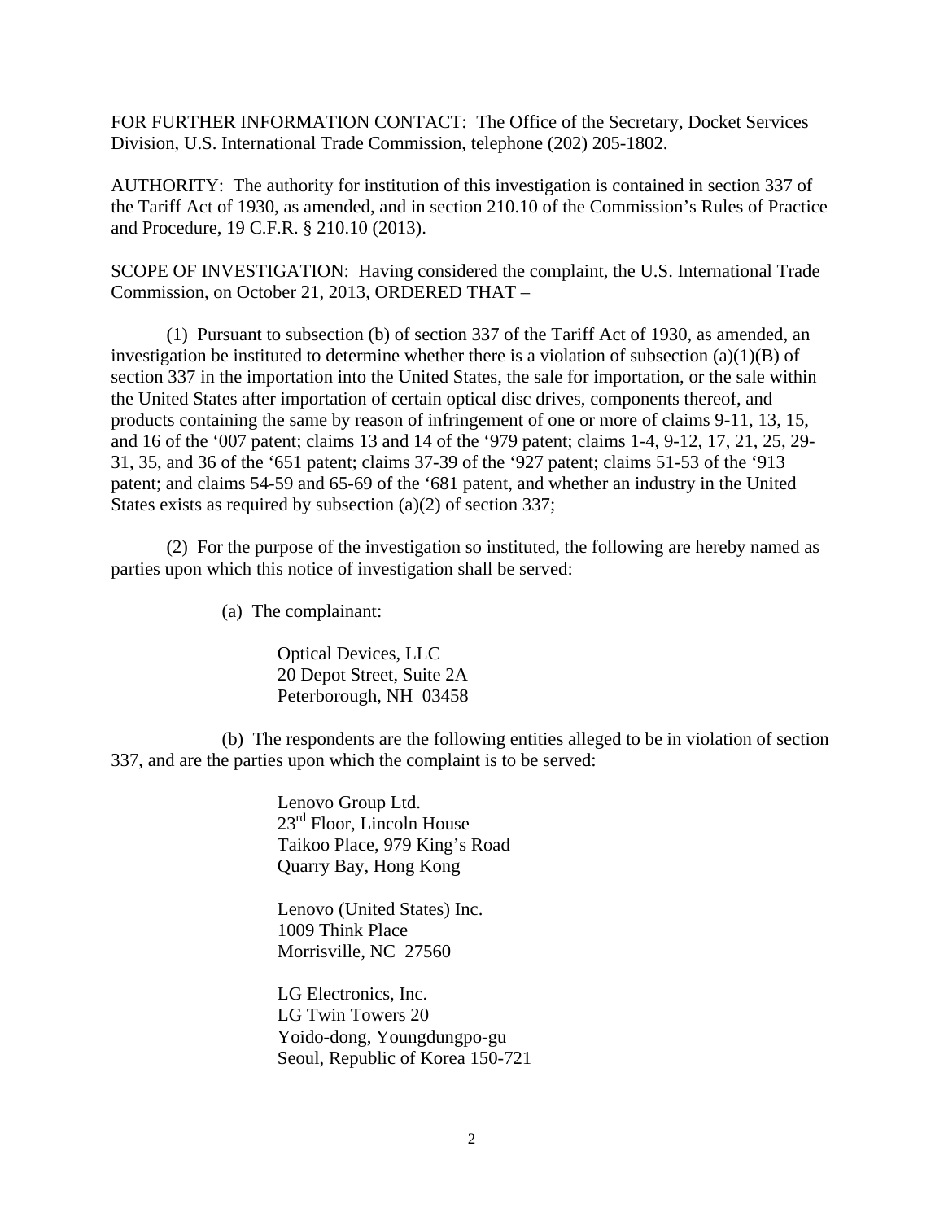FOR FURTHER INFORMATION CONTACT: The Office of the Secretary, Docket Services Division, U.S. International Trade Commission, telephone (202) 205-1802.

AUTHORITY: The authority for institution of this investigation is contained in section 337 of the Tariff Act of 1930, as amended, and in section 210.10 of the Commission's Rules of Practice and Procedure, 19 C.F.R. § 210.10 (2013).

SCOPE OF INVESTIGATION: Having considered the complaint, the U.S. International Trade Commission, on October 21, 2013, ORDERED THAT –

(1) Pursuant to subsection (b) of section 337 of the Tariff Act of 1930, as amended, an investigation be instituted to determine whether there is a violation of subsection (a)(1)(B) of section 337 in the importation into the United States, the sale for importation, or the sale within the United States after importation of certain optical disc drives, components thereof, and products containing the same by reason of infringement of one or more of claims 9-11, 13, 15, and 16 of the '007 patent; claims 13 and 14 of the '979 patent; claims 1-4, 9-12, 17, 21, 25, 29-31, 35, and 36 of the '651 patent; claims 37-39 of the '927 patent; claims 51-53 of the '913 patent; and claims 54-59 and 65-69 of the '681 patent, and whether an industry in the United States exists as required by subsection (a)(2) of section 337;

(2) For the purpose of the investigation so instituted, the following are hereby named as parties upon which this notice of investigation shall be served:

(a) The complainant:

Optical Devices, LLC
20 Depot Street, Suite 2A
Peterborough, NH 03458

(b) The respondents are the following entities alleged to be in violation of section 337, and are the parties upon which the complaint is to be served:

Lenovo Group Ltd.
23rd Floor, Lincoln House
Taikoo Place, 979 King's Road
Quarry Bay, Hong Kong

Lenovo (United States) Inc.
1009 Think Place
Morrisville, NC 27560

LG Electronics, Inc.
LG Twin Towers 20
Yoido-dong, Youngdungpo-gu
Seoul, Republic of Korea 150-721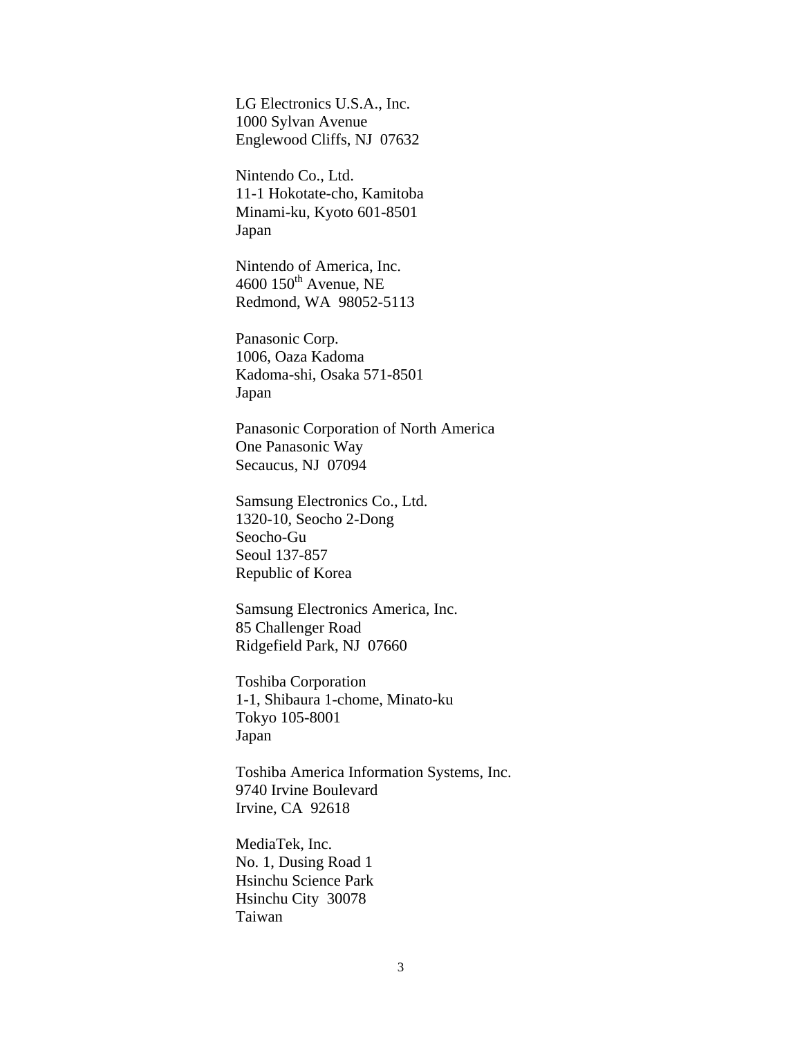LG Electronics U.S.A., Inc.  
1000 Sylvan Avenue  
Englewood Cliffs, NJ 07632

Nintendo Co., Ltd.  
11-1 Hokotate-cho, Kamitoba  
Minami-ku, Kyoto 601-8501  
Japan

Nintendo of America, Inc.  
4600 150th Avenue, NE  
Redmond, WA 98052-5113

Panasonic Corp.  
1006, Oaza Kadoma  
Kadoma-shi, Osaka 571-8501  
Japan

Panasonic Corporation of North America  
One Panasonic Way  
Secaucus, NJ 07094

Samsung Electronics Co., Ltd.  
1320-10, Seocho 2-Dong  
Seocho-Gu  
Seoul 137-857  
Republic of Korea

Samsung Electronics America, Inc.  
85 Challenger Road  
Ridgefield Park, NJ 07660

Toshiba Corporation  
1-1, Shibaura 1-chome, Minato-ku  
Tokyo 105-8001  
Japan

Toshiba America Information Systems, Inc.  
9740 Irvine Boulevard  
Irvine, CA 92618

MediaTek, Inc.  
No. 1, Dusing Road 1  
Hsinchu Science Park  
Hsinchu City 30078  
Taiwan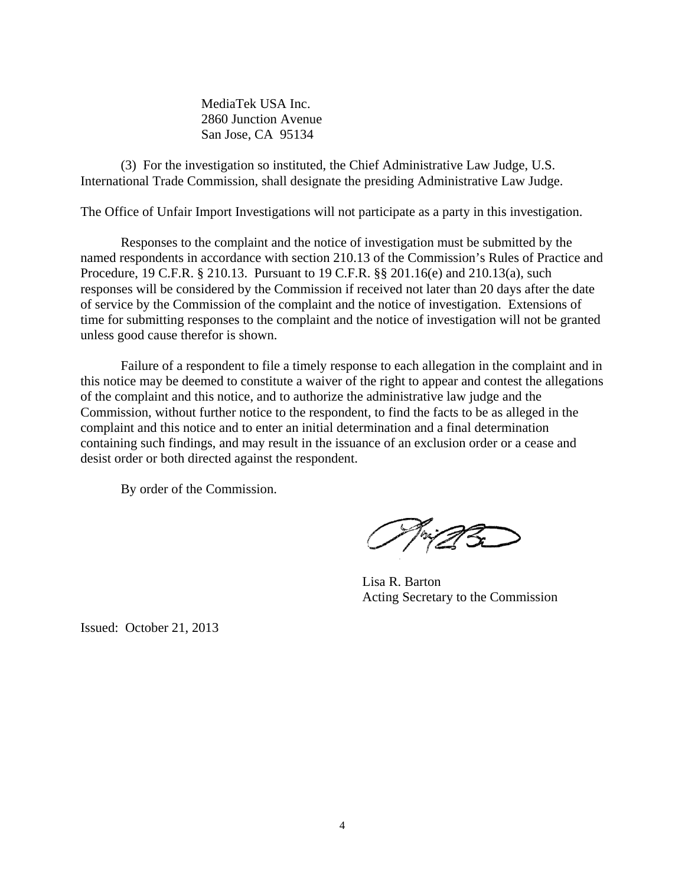MediaTek USA Inc.
2860 Junction Avenue
San Jose, CA 95134

(3) For the investigation so instituted, the Chief Administrative Law Judge, U.S. International Trade Commission, shall designate the presiding Administrative Law Judge.

The Office of Unfair Import Investigations will not participate as a party in this investigation.

Responses to the complaint and the notice of investigation must be submitted by the named respondents in accordance with section 210.13 of the Commission's Rules of Practice and Procedure, 19 C.F.R. § 210.13. Pursuant to 19 C.F.R. §§ 201.16(e) and 210.13(a), such responses will be considered by the Commission if received not later than 20 days after the date of service by the Commission of the complaint and the notice of investigation. Extensions of time for submitting responses to the complaint and the notice of investigation will not be granted unless good cause therefor is shown.

Failure of a respondent to file a timely response to each allegation in the complaint and in this notice may be deemed to constitute a waiver of the right to appear and contest the allegations of the complaint and this notice, and to authorize the administrative law judge and the Commission, without further notice to the respondent, to find the facts to be as alleged in the complaint and this notice and to enter an initial determination and a final determination containing such findings, and may result in the issuance of an exclusion order or a cease and desist order or both directed against the respondent.

By order of the Commission.

Lisa R. Barton
Acting Secretary to the Commission

Issued: October 21, 2013